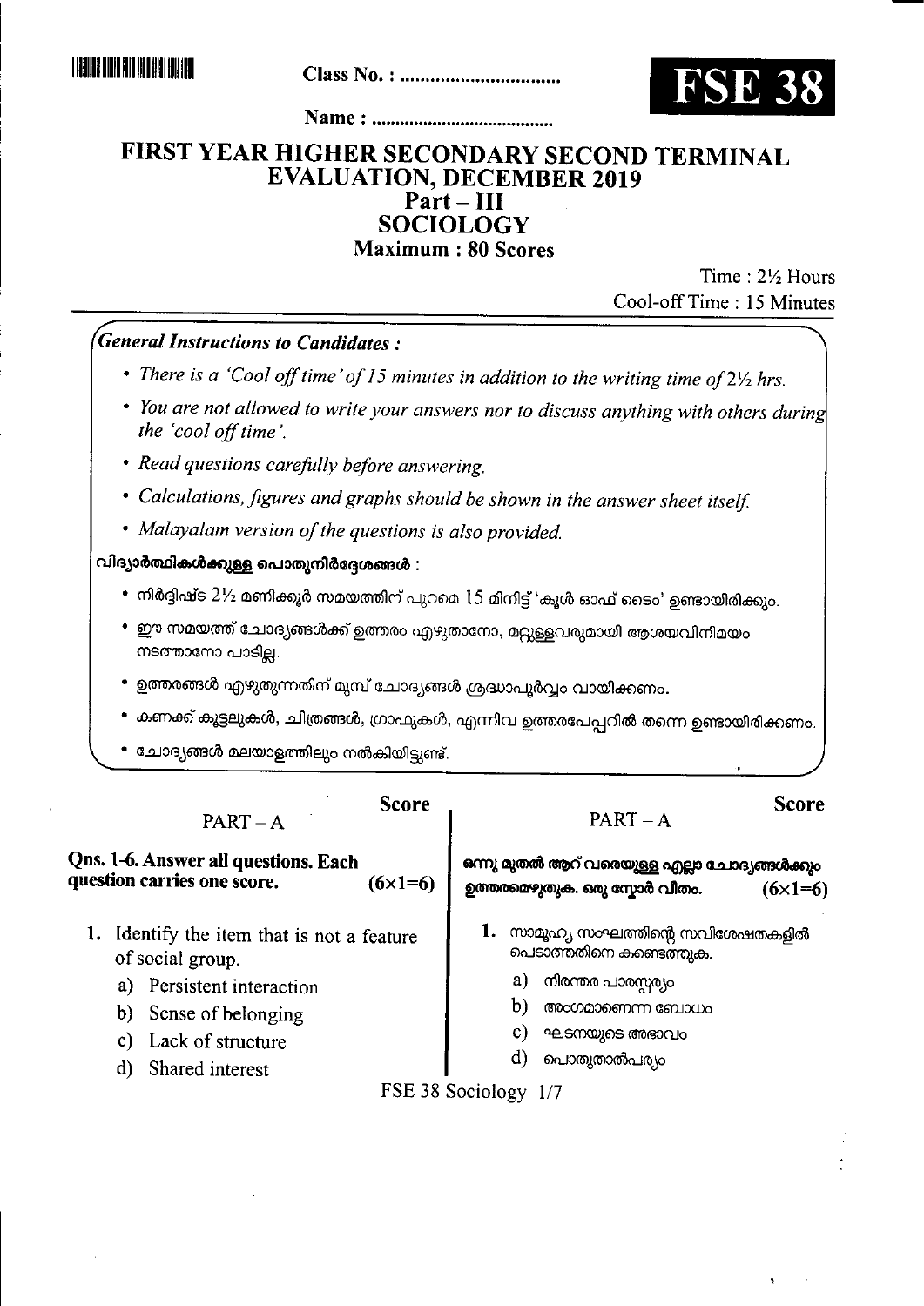Class No. : ................................

**FSE 38**

Name : ......................................

# FIRST YEAR HIGHER SECONDARY SECOND TERMINAL EVALUATION, DECEMBER 2019
## Part – III
## SOCIOLOGY
**Maximum : 80 Scores**

Time : 2½ Hours
Cool-off Time : 15 Minutes

***General Instructions to Candidates :***

- *There is a 'Cool off time' of 15 minutes in addition to the writing time of 2½ hrs.*
- *You are not allowed to write your answers nor to discuss anything with others during the 'cool off time'.*
- *Read questions carefully before answering.*
- *Calculations, figures and graphs should be shown in the answer sheet itself.*
- *Malayalam version of the questions is also provided.*

**വിദ്യാർത്ഥികൾക്കുള്ള പൊതുനിർദ്ദേശങ്ങൾ :**

- നിർദ്ദിഷ്ട 2½ മണിക്കൂർ സമയത്തിന് പുറമെ 15 മിനിട്ട് 'കൂൾ ഓഫ് ടൈം' ഉണ്ടായിരിക്കും.
- ഈ സമയത്ത് ചോദ്യങ്ങൾക്ക് ഉത്തരം എഴുതാനോ, മറ്റുള്ളവരുമായി ആശയവിനിമയം നടത്താനോ പാടില്ല.
- ഉത്തരങ്ങൾ എഴുതുന്നതിന് മുമ്പ് ചോദ്യങ്ങൾ ശ്രദ്ധാപൂർവ്വം വായിക്കണം.
- കണക്ക് കൂട്ടലുകൾ, ചിത്രങ്ങൾ, ഗ്രാഫുകൾ, എന്നിവ ഉത്തരപേപ്പറിൽ തന്നെ ഉണ്ടായിരിക്കണം.
- ചോദ്യങ്ങൾ മലയാളത്തിലും നൽകിയിട്ടുണ്ട്.

### PART – A

**Score**

**Qns. 1-6. Answer all questions. Each question carries one score.** **(6×1=6)**

1. Identify the item that is not a feature of social group.
   a) Persistent interaction
   b) Sense of belonging
   c) Lack of structure
   d) Shared interest

### PART – A

**Score**

**ഒന്നു മുതൽ ആറ് വരെയുള്ള എല്ലാ ചോദ്യങ്ങൾക്കും ഉത്തരമെഴുതുക. ഒരു സ്കോർ വീതം.** **(6×1=6)**

1. സാമൂഹ്യ സംഘത്തിന്റെ സവിശേഷതകളിൽ പെടാത്തതിനെ കണ്ടെത്തുക.
   a) നിരന്തര പാരസ്പര്യം
   b) അംഗമാണെന്ന ബോധം
   c) ഘടനയുടെ അഭാവം
   d) പൊതുതാൽപര്യം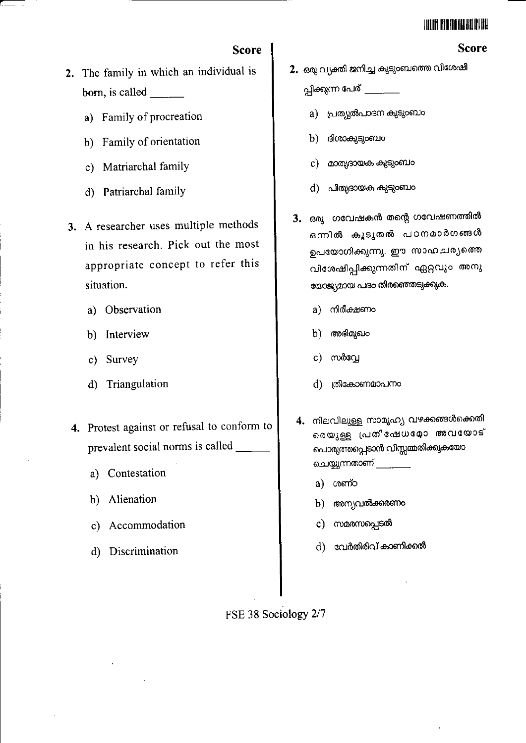**Score**

2. The family in which an individual is born, is called ______

   a) Family of procreation

   b) Family of orientation

   c) Matriarchal family

   d) Patriarchal family

3. A researcher uses multiple methods in his research. Pick out the most appropriate concept to refer this situation.

   a) Observation

   b) Interview

   c) Survey

   d) Triangulation

4. Protest against or refusal to conform to prevalent social norms is called ______

   a) Contestation

   b) Alienation

   c) Accommodation

   d) Discrimination

**Score**

2. ഒരു വ്യക്തി ജനിച്ച കുടുംബത്തെ വിശേഷിപ്പിക്കുന്ന പേര് ______

   a) പ്രത്യുൽപാദന കുടുംബം

   b) ദിശാകുടുംബം

   c) മാതൃദായക കുടുംബം

   d) പിതൃദായക കുടുംബം

3. ഒരു ഗവേഷകൻ തന്റെ ഗവേഷണത്തിൽ ഒന്നിൽ കൂടുതൽ പഠനമാർഗങ്ങൾ ഉപയോഗിക്കുന്നു. ഈ സാഹചര്യത്തെ വിശേഷിപ്പിക്കുന്നതിന് ഏറ്റവും അനുയോജ്യമായ പദം തിരഞ്ഞെടുക്കുക.

   a) നിരീക്ഷണം

   b) അഭിമുഖം

   c) സർവ്വേ

   d) ത്രികോണമാപനം

4. നിലവിലുള്ള സാമൂഹ്യ വഴക്കങ്ങൾക്കെതിരെയുള്ള പ്രതിഷേധമോ അവയോട് പൊരുത്തപ്പെടാൻ വിസമ്മതിക്കുകയോ ചെയ്യുന്നതാണ് ______

   a) ശണ്ഠ

   b) അന്യവൽക്കരണം

   c) സമരസപ്പെടൽ

   d) വേർതിരിവ് കാണിക്കൽ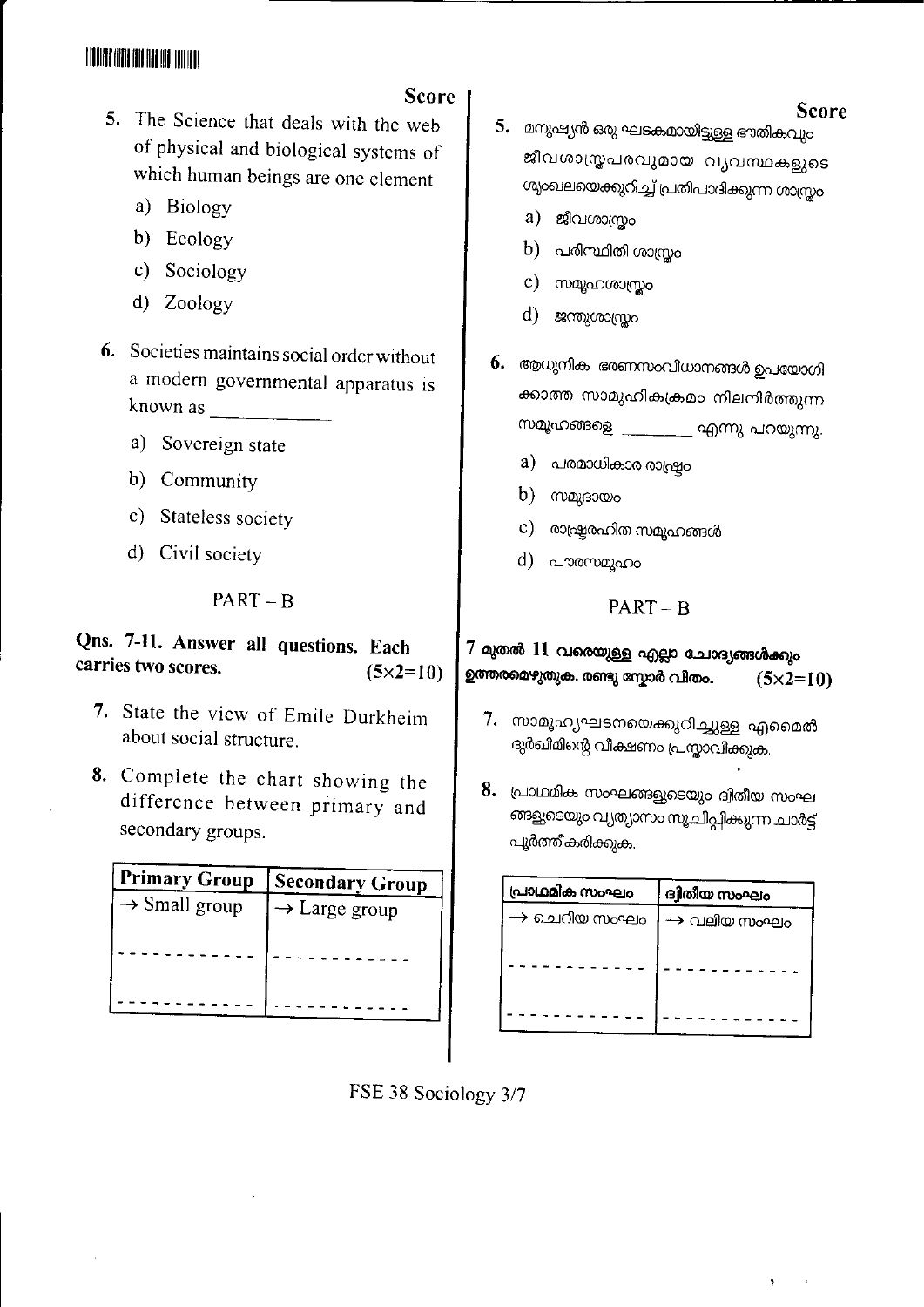Score

5. The Science that deals with the web of physical and biological systems of which human beings are one element
   a) Biology
   b) Ecology
   c) Sociology
   d) Zoology

6. Societies maintains social order without a modern governmental apparatus is known as ___________
   a) Sovereign state
   b) Community
   c) Stateless society
   d) Civil society

## PART – B

**Qns. 7-11. Answer all questions. Each carries two scores. (5×2=10)**

7. State the view of Emile Durkheim about social structure.

8. Complete the chart showing the difference between primary and secondary groups.

| Primary Group | Secondary Group |
|---|---|
| → Small group | → Large group |
| ----------- | ----------- |
| ----------- | ----------- |

Score

5. മനുഷ്യൻ ഒരു ഘടകമായിട്ടുള്ള ഭൗതികവും ജീവശാസ്ത്രപരവുമായ വ്യവസ്ഥകളുടെ ശൃംഖലയെക്കുറിച്ച് പ്രതിപാദിക്കുന്ന ശാസ്ത്രം
   a) ജീവശാസ്ത്രം
   b) പരിസ്ഥിതി ശാസ്ത്രം
   c) സമൂഹശാസ്ത്രം
   d) ജന്തുശാസ്ത്രം

6. ആധുനിക ഭരണസംവിധാനങ്ങൾ ഉപയോഗിക്കാത്ത സാമൂഹികക്രമം നിലനിർത്തുന്ന സമൂഹങ്ങളെ ________ എന്നു പറയുന്നു.
   a) പരമാധികാര രാഷ്ട്രം
   b) സമുദായം
   c) രാഷ്ട്രരഹിത സമൂഹങ്ങൾ
   d) പൗരസമൂഹം

## PART – B

**7 മുതൽ 11 വരെയുള്ള എല്ലാ ചോദ്യങ്ങൾക്കും ഉത്തരമെഴുതുക. രണ്ടു സ്കോർ വീതം. (5×2=10)**

7. സാമൂഹ്യഘടനയെക്കുറിച്ചുള്ള എമൈൽ ദുർഖിമിന്റെ വീക്ഷണം പ്രസ്താവിക്കുക.

8. പ്രാഥമിക സംഘങ്ങളുടെയും ദ്വിതീയ സംഘങ്ങളുടെയും വ്യത്യാസം സൂചിപ്പിക്കുന്ന ചാർട്ട് പൂർത്തീകരിക്കുക.

| പ്രാഥമിക സംഘം | ദ്വിതീയ സംഘം |
|---|---|
| → ചെറിയ സംഘം | → വലിയ സംഘം |
| ----------- | ----------- |
| ----------- | ----------- |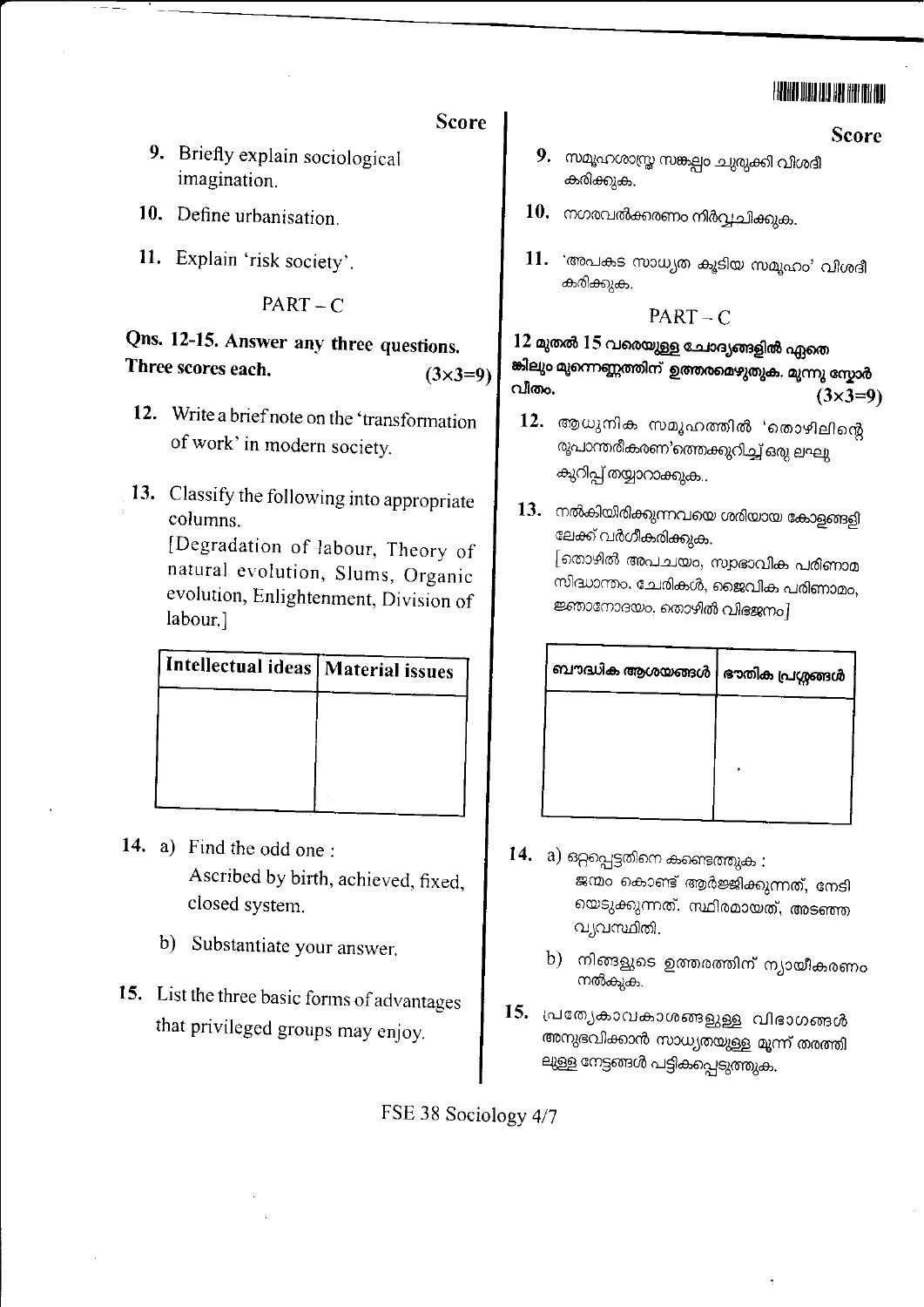Score

9. Briefly explain sociological imagination.

10. Define urbanisation.

11. Explain 'risk society'.

## PART – C

**Qns. 12-15. Answer any three questions. Three scores each.** (3×3=9)

12. Write a brief note on the 'transformation of work' in modern society.

13. Classify the following into appropriate columns.
[Degradation of labour, Theory of natural evolution, Slums, Organic evolution, Enlightenment, Division of labour.]

| Intellectual ideas | Material issues |
|---|---|
| | |

14. a) Find the odd one :
Ascribed by birth, achieved, fixed, closed system.

    b) Substantiate your answer.

15. List the three basic forms of advantages that privileged groups may enjoy.

Score

9. സമൂഹശാസ്ത്ര സങ്കല്പം ചുരുക്കി വിശദീകരിക്കുക.

10. നഗരവൽക്കരണം നിർവ്വചിക്കുക.

11. 'അപകട സാധ്യത കൂടിയ സമൂഹം' വിശദീകരിക്കുക.

## PART – C

**12 മുതൽ 15 വരെയുള്ള ചോദ്യങ്ങളിൽ ഏതെങ്കിലും മൂന്നെണ്ണത്തിന് ഉത്തരമെഴുതുക. മൂന്നു സ്കോർ വീതം.** (3×3=9)

12. ആധുനിക സമൂഹത്തിൽ 'തൊഴിലിന്റെ രൂപാന്തരീകരണ'ത്തെക്കുറിച്ച് ഒരു ലഘു കുറിപ്പ് തയ്യാറാക്കുക..

13. നൽകിയിരിക്കുന്നവയെ ശരിയായ കോളങ്ങളിലേക്ക് വർഗീകരിക്കുക.
[തൊഴിൽ അപചയം, സ്വാഭാവിക പരിണാമ സിദ്ധാന്തം, ചേരികൾ, ജൈവിക പരിണാമം, ജ്ഞാനോദയം, തൊഴിൽ വിഭജനം]

| ബൗദ്ധിക ആശയങ്ങൾ | ഭൗതിക പ്രശ്നങ്ങൾ |
|---|---|
| | |

14. a) ഒറ്റപ്പെട്ടതിനെ കണ്ടെത്തുക :
ജന്മം കൊണ്ട് ആർജ്ജിക്കുന്നത്, നേടിയെടുക്കുന്നത്, സ്ഥിരമായത്, അടഞ്ഞ വ്യവസ്ഥിതി.

    b) നിങ്ങളുടെ ഉത്തരത്തിന് ന്യായീകരണം നൽകുക.

15. പ്രത്യേകാവകാശങ്ങളുള്ള വിഭാഗങ്ങൾ അനുഭവിക്കാൻ സാധ്യതയുള്ള മൂന്ന് തരത്തിലുള്ള നേട്ടങ്ങൾ പട്ടികപ്പെടുത്തുക.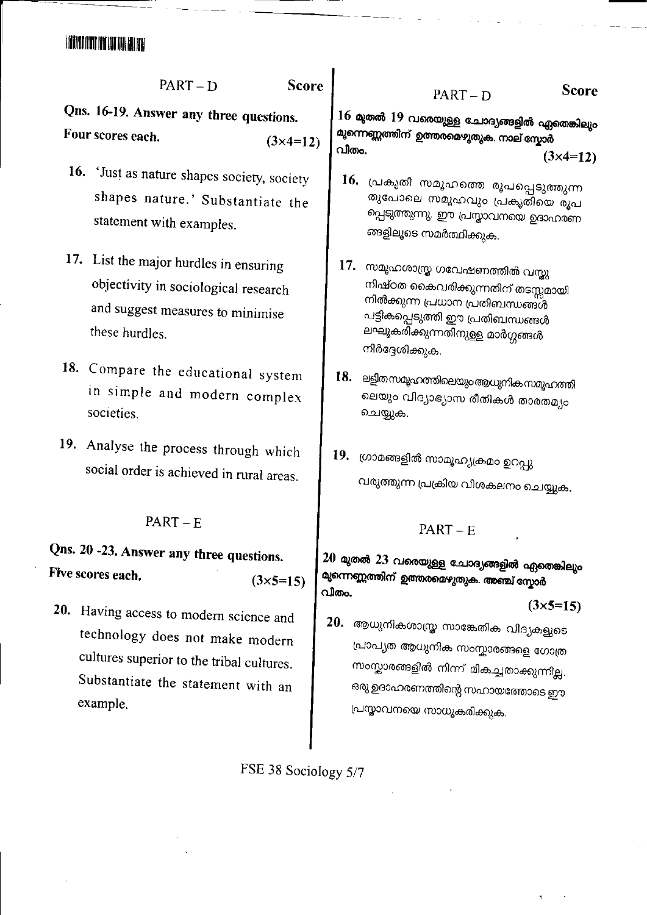## PART – D

**Score**

**Qns. 16-19. Answer any three questions.**
**Four scores each.** (3×4=12)

16. 'Just as nature shapes society, society shapes nature.' Substantiate the statement with examples.

17. List the major hurdles in ensuring objectivity in sociological research and suggest measures to minimise these hurdles.

18. Compare the educational system in simple and modern complex societies.

19. Analyse the process through which social order is achieved in rural areas.

## PART – E

**Qns. 20 -23. Answer any three questions.**
**Five scores each.** (3×5=15)

20. Having access to modern science and technology does not make modern cultures superior to the tribal cultures. Substantiate the statement with an example.

## PART – D

**Score**

**16 മുതൽ 19 വരെയുള്ള ചോദ്യങ്ങളിൽ ഏതെങ്കിലും മൂന്നെണ്ണത്തിന് ഉത്തരമെഴുതുക. നാല് സ്കോർ വീതം.** (3×4=12)

16. പ്രകൃതി സമൂഹത്തെ രൂപപ്പെടുത്തുന്നതുപോലെ സമൂഹവും പ്രകൃതിയെ രൂപപ്പെടുത്തുന്നു. ഈ പ്രസ്താവനയെ ഉദാഹരണങ്ങളിലൂടെ സമർത്ഥിക്കുക.

17. സമൂഹശാസ്ത്ര ഗവേഷണത്തിൽ വസ്തുനിഷ്ഠത കൈവരിക്കുന്നതിന് തടസ്സമായി നിൽക്കുന്ന പ്രധാന പ്രതിബന്ധങ്ങൾ പട്ടികപ്പെടുത്തി ഈ പ്രതിബന്ധങ്ങൾ ലഘൂകരിക്കുന്നതിനുള്ള മാർഗ്ഗങ്ങൾ നിർദ്ദേശിക്കുക.

18. ലളിതസമൂഹത്തിലെയും ആധുനിക സമൂഹത്തിലെയും വിദ്യാഭ്യാസ രീതികൾ താരതമ്യം ചെയ്യുക.

19. ഗ്രാമങ്ങളിൽ സാമൂഹ്യക്രമം ഉറപ്പു വരുത്തുന്ന പ്രക്രിയ വിശകലനം ചെയ്യുക.

## PART – E

**20 മുതൽ 23 വരെയുള്ള ചോദ്യങ്ങളിൽ ഏതെങ്കിലും മൂന്നെണ്ണത്തിന് ഉത്തരമെഴുതുക. അഞ്ച് സ്കോർ വീതം.** (3×5=15)

20. ആധുനികശാസ്ത്ര സാങ്കേതിക വിദ്യകളുടെ പ്രാപ്യത ആധുനിക സംസ്കാരങ്ങളെ ഗോത്ര സംസ്കാരങ്ങളിൽ നിന്ന് മികച്ചതാക്കുന്നില്ല. ഒരു ഉദാഹരണത്തിന്റെ സഹായത്തോടെ ഈ പ്രസ്താവനയെ സാധൂകരിക്കുക.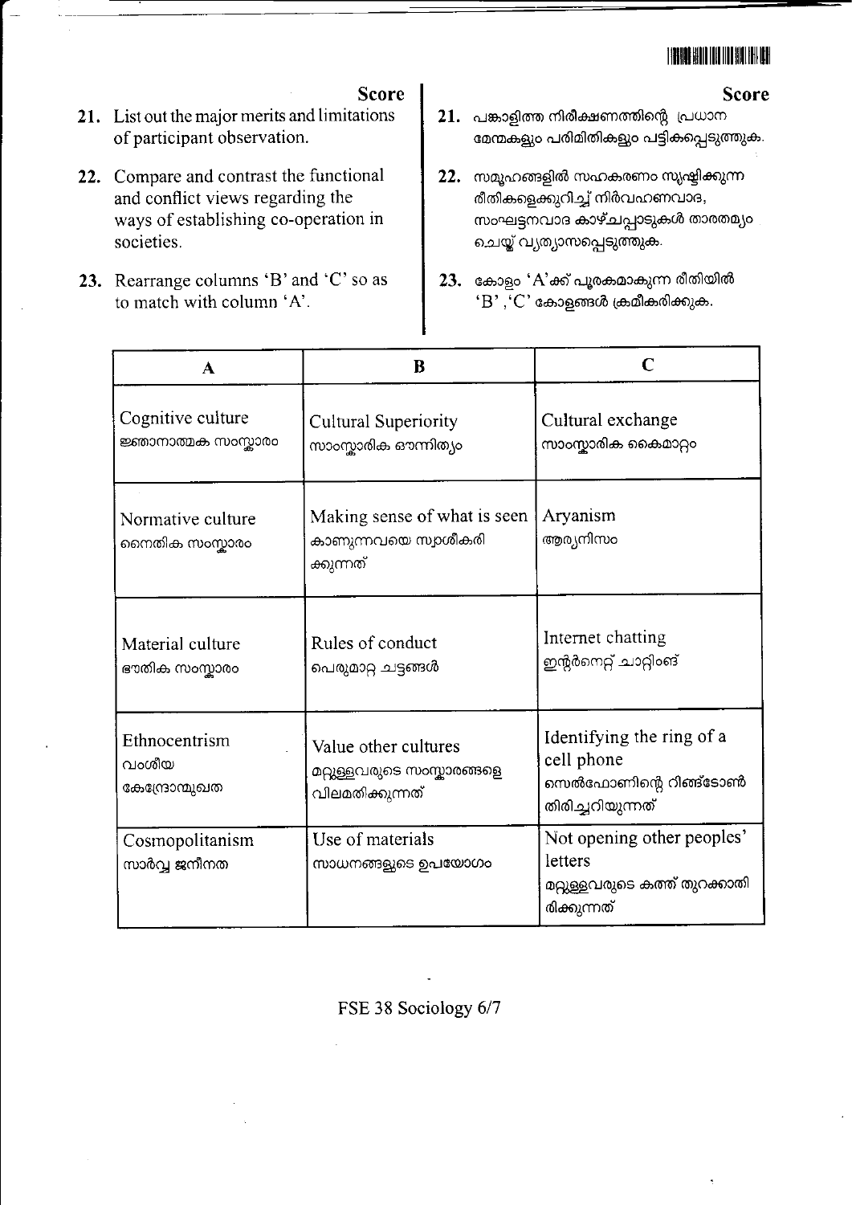**Score**

21. List out the major merits and limitations of participant observation.

22. Compare and contrast the functional and conflict views regarding the ways of establishing co-operation in societies.

23. Rearrange columns 'B' and 'C' so as to match with column 'A'.

**Score**

21. പങ്കാളിത്ത നിരീക്ഷണത്തിന്റെ പ്രധാന മേന്മകളും പരിമിതികളും പട്ടികപ്പെടുത്തുക.

22. സമൂഹങ്ങളിൽ സഹകരണം സൃഷ്ടിക്കുന്ന രീതികളെക്കുറിച്ച് നിർവഹണവാദ, സംഘട്ടനവാദ കാഴ്ചപ്പാടുകൾ താരതമ്യം ചെയ്ത് വ്യത്യാസപ്പെടുത്തുക.

23. കോളം 'A'ക്ക് പൂരകമാകുന്ന രീതിയിൽ 'B', 'C' കോളങ്ങൾ ക്രമീകരിക്കുക.

| A | B | C |
|---|---|---|
| Cognitive culture<br>ജ്ഞാനാത്മക സംസ്കാരം | Cultural Superiority<br>സാംസ്കാരിക ഔന്നിത്യം | Cultural exchange<br>സാംസ്കാരിക കൈമാറ്റം |
| Normative culture<br>നൈതിക സംസ്കാരം | Making sense of what is seen<br>കാണുന്നവയെ സ്വാംശീകരിക്കുന്നത് | Aryanism<br>ആര്യനിസം |
| Material culture<br>ഭൗതിക സംസ്കാരം | Rules of conduct<br>പെരുമാറ്റ ചട്ടങ്ങൾ | Internet chatting<br>ഇന്റർനെറ്റ് ചാറ്റിംഗ് |
| Ethnocentrism<br>വംശീയ കേന്ദ്രോന്മുഖത | Value other cultures<br>മറ്റുള്ളവരുടെ സംസ്കാരങ്ങളെ വിലമതിക്കുന്നത് | Identifying the ring of a cell phone<br>സെൽഫോണിന്റെ റിങ്ടോൺ തിരിച്ചറിയുന്നത് |
| Cosmopolitanism<br>സാർവ്വ ജനീനത | Use of materials<br>സാധനങ്ങളുടെ ഉപയോഗം | Not opening other peoples' letters<br>മറ്റുള്ളവരുടെ കത്ത് തുറക്കാതിരിക്കുന്നത് |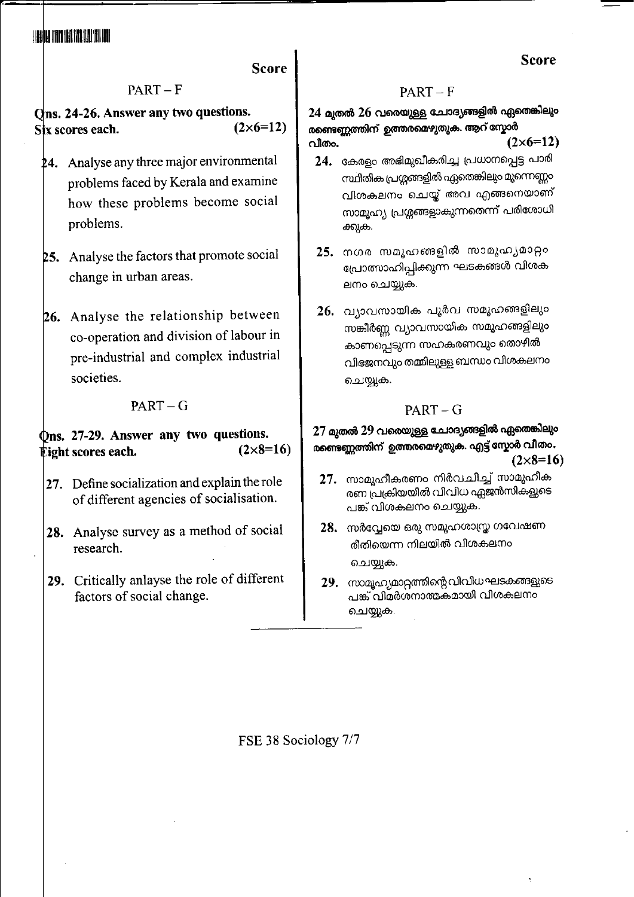## PART – F

**Qns. 24-26. Answer any two questions. Six scores each.** **(2×6=12)**

24. Analyse any three major environmental problems faced by Kerala and examine how these problems become social problems.

25. Analyse the factors that promote social change in urban areas.

26. Analyse the relationship between co-operation and division of labour in pre-industrial and complex industrial societies.

## PART – G

**Qns. 27-29. Answer any two questions. Eight scores each.** **(2×8=16)**

27. Define socialization and explain the role of different agencies of socialisation.

28. Analyse survey as a method of social research.

29. Critically anlayse the role of different factors of social change.

## PART – F

**24 മുതൽ 26 വരെയുള്ള ചോദ്യങ്ങളിൽ ഏതെങ്കിലും രണ്ടെണ്ണത്തിന് ഉത്തരമെഴുതുക. ആറ് സ്കോർ വീതം.** **(2×6=12)**

24. കേരളം അഭിമുഖീകരിച്ച പ്രധാനപ്പെട്ട പാരിസ്ഥിതിക പ്രശ്നങ്ങളിൽ ഏതെങ്കിലും മൂന്നെണ്ണം വിശകലനം ചെയ്ത് അവ എങ്ങനെയാണ് സാമൂഹ്യ പ്രശ്നങ്ങളാകുന്നതെന്ന് പരിശോധിക്കുക.

25. നഗര സമൂഹങ്ങളിൽ സാമൂഹ്യമാറ്റം പ്രോത്സാഹിപ്പിക്കുന്ന ഘടകങ്ങൾ വിശകലനം ചെയ്യുക.

26. വ്യാവസായിക പൂർവ സമൂഹങ്ങളിലും സങ്കീർണ്ണ വ്യാവസായിക സമൂഹങ്ങളിലും കാണപ്പെടുന്ന സഹകരണവും തൊഴിൽ വിഭജനവും തമ്മിലുള്ള ബന്ധം വിശകലനം ചെയ്യുക.

## PART – G

**27 മുതൽ 29 വരെയുള്ള ചോദ്യങ്ങളിൽ ഏതെങ്കിലും രണ്ടെണ്ണത്തിന് ഉത്തരമെഴുതുക. എട്ട് സ്കോർ വീതം.** **(2×8=16)**

27. സാമൂഹീകരണം നിർവചിച്ച് സാമൂഹീകരണ പ്രക്രിയയിൽ വിവിധ ഏജൻസികളുടെ പങ്ക് വിശകലനം ചെയ്യുക.

28. സർവ്വേയെ ഒരു സമൂഹശാസ്ത്ര ഗവേഷണ രീതിയെന്ന നിലയിൽ വിശകലനം ചെയ്യുക.

29. സാമൂഹ്യമാറ്റത്തിന്റെ വിവിധ ഘടകങ്ങളുടെ പങ്ക് വിമർശനാത്മകമായി വിശകലനം ചെയ്യുക.